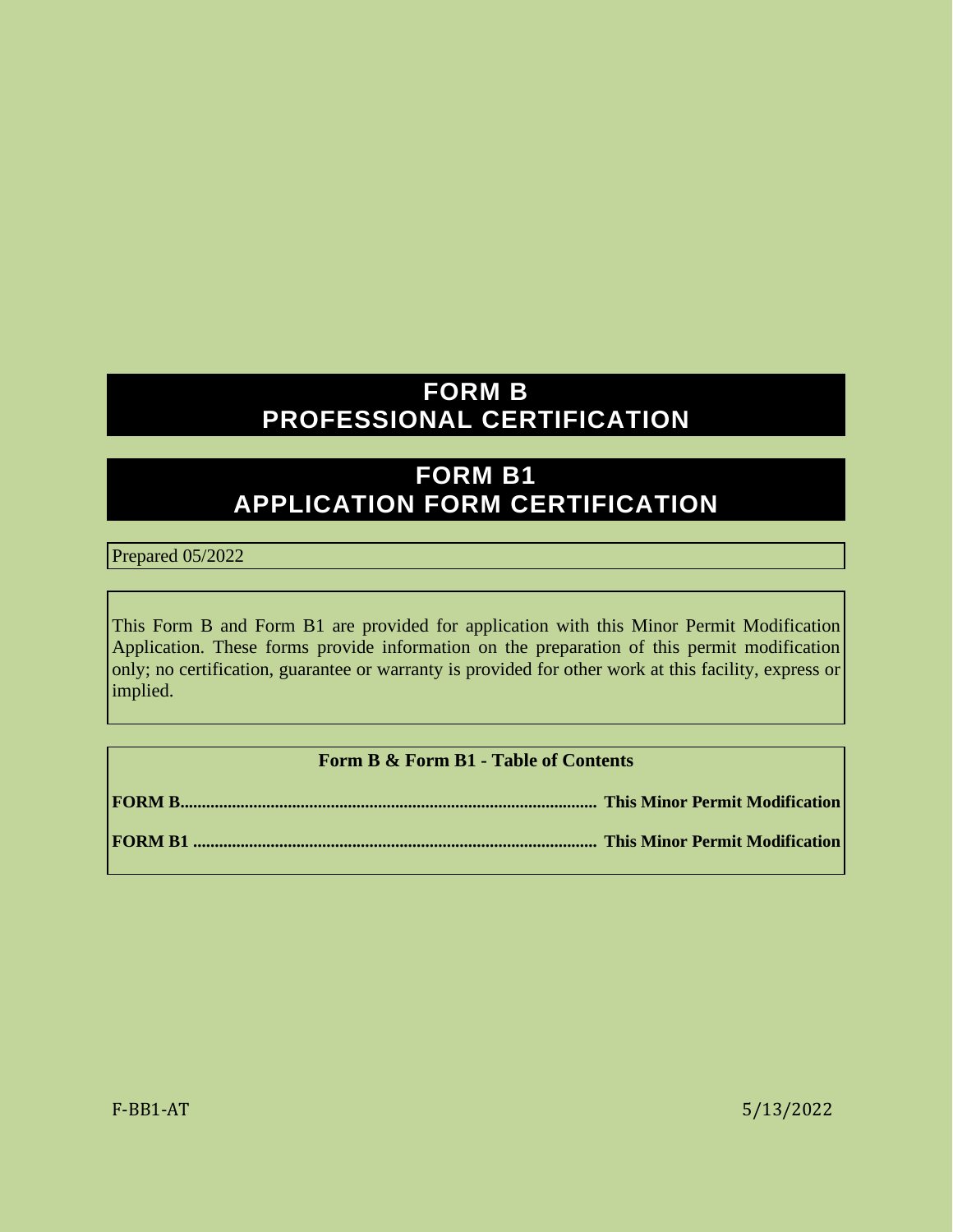# FORM B
# PROFESSIONAL CERTIFICATION

# FORM B1
# APPLICATION FORM CERTIFICATION

Prepared 05/2022

This Form B and Form B1 are provided for application with this Minor Permit Modification Application. These forms provide information on the preparation of this permit modification only; no certification, guarantee or warranty is provided for other work at this facility, express or implied.

**Form B & Form B1 - Table of Contents**

**FORM B................................................................................................ This Minor Permit Modification**

**FORM B1 ............................................................................................ This Minor Permit Modification**

F-BB1-AT 5/13/2022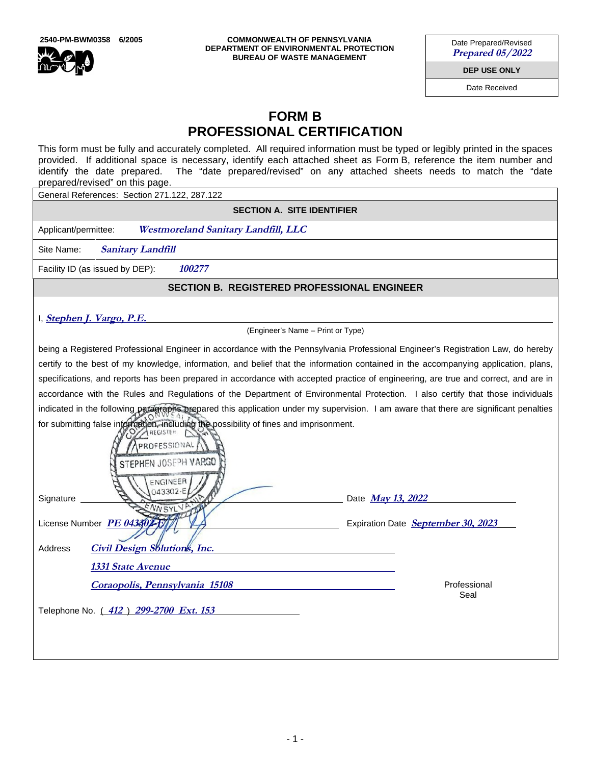2540-PM-BWM0358 6/2005

COMMONWEALTH OF PENNSYLVANIA
DEPARTMENT OF ENVIRONMENTAL PROTECTION
BUREAU OF WASTE MANAGEMENT

| Date Prepared/Revised |
|---|
| *Prepared 05/2022* |
| **DEP USE ONLY** |
| Date Received |

# FORM B
# PROFESSIONAL CERTIFICATION

This form must be fully and accurately completed. All required information must be typed or legibly printed in the spaces provided. If additional space is necessary, identify each attached sheet as Form B, reference the item number and identify the date prepared. The "date prepared/revised" on any attached sheets needs to match the "date prepared/revised" on this page.

General References: Section 271.122, 287.122

## SECTION A. SITE IDENTIFIER

Applicant/permittee: *Westmoreland Sanitary Landfill, LLC*

Site Name: *Sanitary Landfill*

Facility ID (as issued by DEP): *100277*

## SECTION B. REGISTERED PROFESSIONAL ENGINEER

I, *Stephen J. Vargo, P.E.*

(Engineer's Name – Print or Type)

being a Registered Professional Engineer in accordance with the Pennsylvania Professional Engineer's Registration Law, do hereby certify to the best of my knowledge, information, and belief that the information contained in the accompanying application, plans, specifications, and reports has been prepared in accordance with accepted practice of engineering, are true and correct, and are in accordance with the Rules and Regulations of the Department of Environmental Protection. I also certify that those individuals indicated in the following paragraphs prepared this application under my supervision. I am aware that there are significant penalties for submitting false information, including the possibility of fines and imprisonment.

Signature ______________________ Date *May 13, 2022*

License Number *PE 043302-E* Expiration Date *September 30, 2023*

Address *Civil Design Solutions, Inc.*
*1331 State Avenue*
*Coraopolis, Pennsylvania 15108*

Professional Seal

Telephone No. ( *412* ) *299-2700 Ext. 153*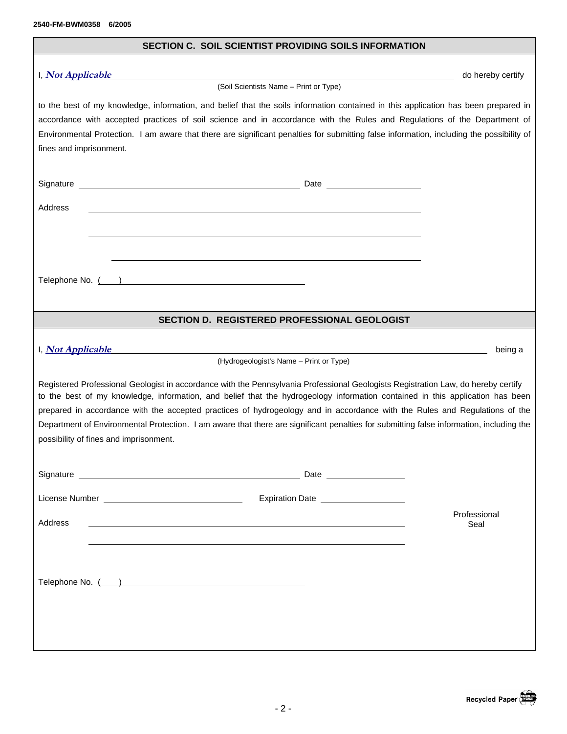2540-FM-BWM0358 6/2005

## SECTION C. SOIL SCIENTIST PROVIDING SOILS INFORMATION

I, ***Not Applicable*** ______________________________ do hereby certify

(Soil Scientists Name – Print or Type)

to the best of my knowledge, information, and belief that the soils information contained in this application has been prepared in accordance with accepted practices of soil science and in accordance with the Rules and Regulations of the Department of Environmental Protection. I am aware that there are significant penalties for submitting false information, including the possibility of fines and imprisonment.

Signature ______________________________ Date ______________

Address ______________________________

______________________________

______________________________

Telephone No. ( ) ______________________________

## SECTION D. REGISTERED PROFESSIONAL GEOLOGIST

I, ***Not Applicable*** ______________________________ being a

(Hydrogeologist's Name – Print or Type)

Registered Professional Geologist in accordance with the Pennsylvania Professional Geologists Registration Law, do hereby certify to the best of my knowledge, information, and belief that the hydrogeology information contained in this application has been prepared in accordance with the accepted practices of hydrogeology and in accordance with the Rules and Regulations of the Department of Environmental Protection. I am aware that there are significant penalties for submitting false information, including the possibility of fines and imprisonment.

Signature ______________________________ Date ______________

License Number ______________________ Expiration Date ______________

Address ______________________________

______________________________

______________________________

Professional Seal

Telephone No. ( ) ______________________________

Recycled Paper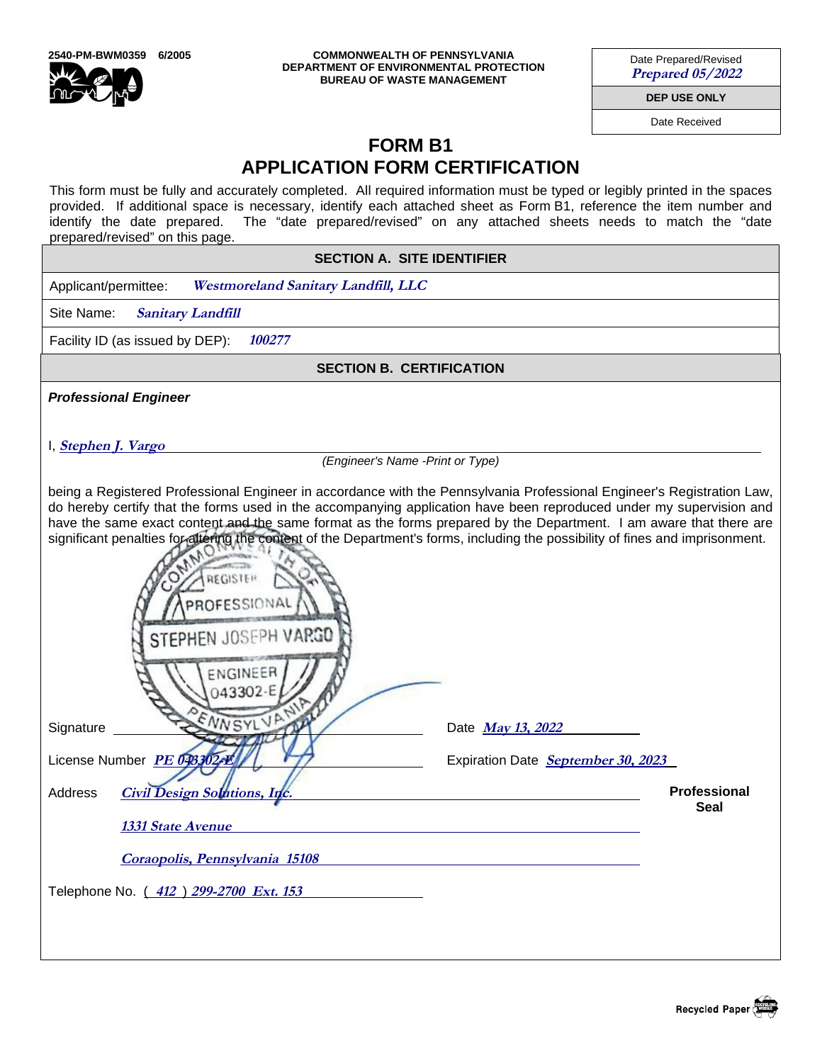2540-PM-BWM0359 6/2005

COMMONWEALTH OF PENNSYLVANIA
DEPARTMENT OF ENVIRONMENTAL PROTECTION
BUREAU OF WASTE MANAGEMENT

| Date Prepared/Revised *Prepared 05/2022* |
|---|
| **DEP USE ONLY** |
| Date Received |

# FORM B1
# APPLICATION FORM CERTIFICATION

This form must be fully and accurately completed. All required information must be typed or legibly printed in the spaces provided. If additional space is necessary, identify each attached sheet as Form B1, reference the item number and identify the date prepared. The "date prepared/revised" on any attached sheets needs to match the "date prepared/revised" on this page.

## SECTION A. SITE IDENTIFIER

Applicant/permittee: *Westmoreland Sanitary Landfill, LLC*

Site Name: *Sanitary Landfill*

Facility ID (as issued by DEP): *100277*

## SECTION B. CERTIFICATION

***Professional Engineer***

I, *Stephen J. Vargo*
(Engineer's Name -Print or Type)

being a Registered Professional Engineer in accordance with the Pennsylvania Professional Engineer's Registration Law, do hereby certify that the forms used in the accompanying application have been reproduced under my supervision and have the same exact content and the same format as the forms prepared by the Department. I am aware that there are significant penalties for altering the content of the Department's forms, including the possibility of fines and imprisonment.

COMMONWEALTH OF PENNSYLVANIA
REGISTERED PROFESSIONAL
STEPHEN JOSEPH VARGO
ENGINEER
043302-E

Signature ______________ Date *May 13, 2022*

License Number *PE 043302-E* Expiration Date *September 30, 2023*

Address *Civil Design Solutions, Inc.*
*1331 State Avenue*
*Coraopolis, Pennsylvania 15108*

**Professional Seal**

Telephone No. ( *412* ) *299-2700 Ext. 153*

Recycled Paper